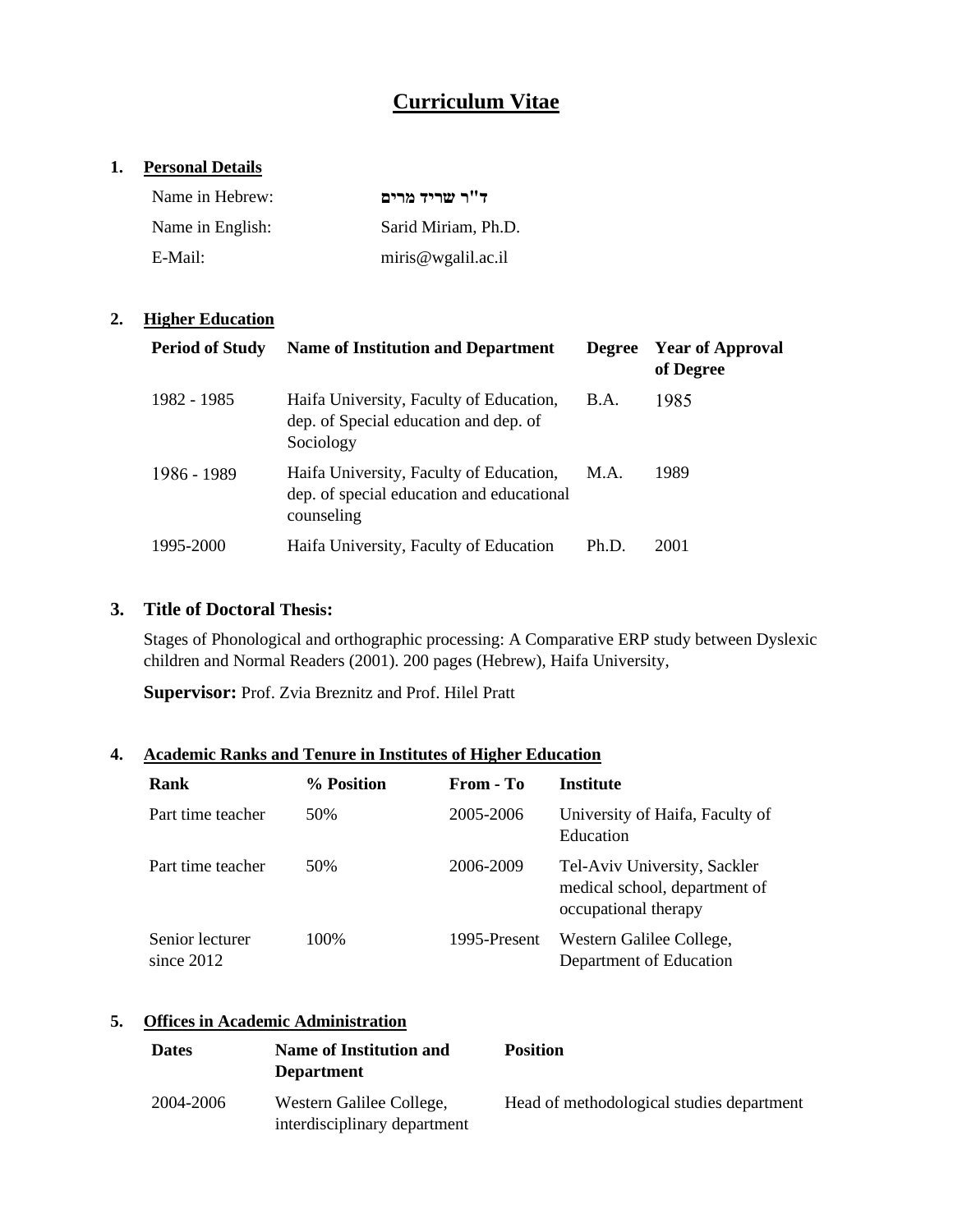# Curriculum Vitae

## 1. Personal Details

| | |
|---|---|
| Name in Hebrew: | **ד"ר שריד מרים** |
| Name in English: | Sarid Miriam, Ph.D. |
| E-Mail: | miris@wgalil.ac.il |

## 2. Higher Education

| Period of Study | Name of Institution and Department | Degree | Year of Approval of Degree |
|---|---|---|---|
| 1982 - 1985 | Haifa University, Faculty of Education, dep. of Special education and dep. of Sociology | B.A. | 1985 |
| 1986 - 1989 | Haifa University, Faculty of Education, dep. of special education and educational counseling | M.A. | 1989 |
| 1995-2000 | Haifa University, Faculty of Education | Ph.D. | 2001 |

## 3. Title of Doctoral Thesis:

Stages of Phonological and orthographic processing: A Comparative ERP study between Dyslexic children and Normal Readers (2001). 200 pages (Hebrew), Haifa University,

**Supervisor:** Prof. Zvia Breznitz and Prof. Hilel Pratt

## 4. Academic Ranks and Tenure in Institutes of Higher Education

| Rank | % Position | From - To | Institute |
|---|---|---|---|
| Part time teacher | 50% | 2005-2006 | University of Haifa, Faculty of Education |
| Part time teacher | 50% | 2006-2009 | Tel-Aviv University, Sackler medical school, department of occupational therapy |
| Senior lecturer since 2012 | 100% | 1995-Present | Western Galilee College, Department of Education |

## 5. Offices in Academic Administration

| Dates | Name of Institution and Department | Position |
|---|---|---|
| 2004-2006 | Western Galilee College, interdisciplinary department | Head of methodological studies department |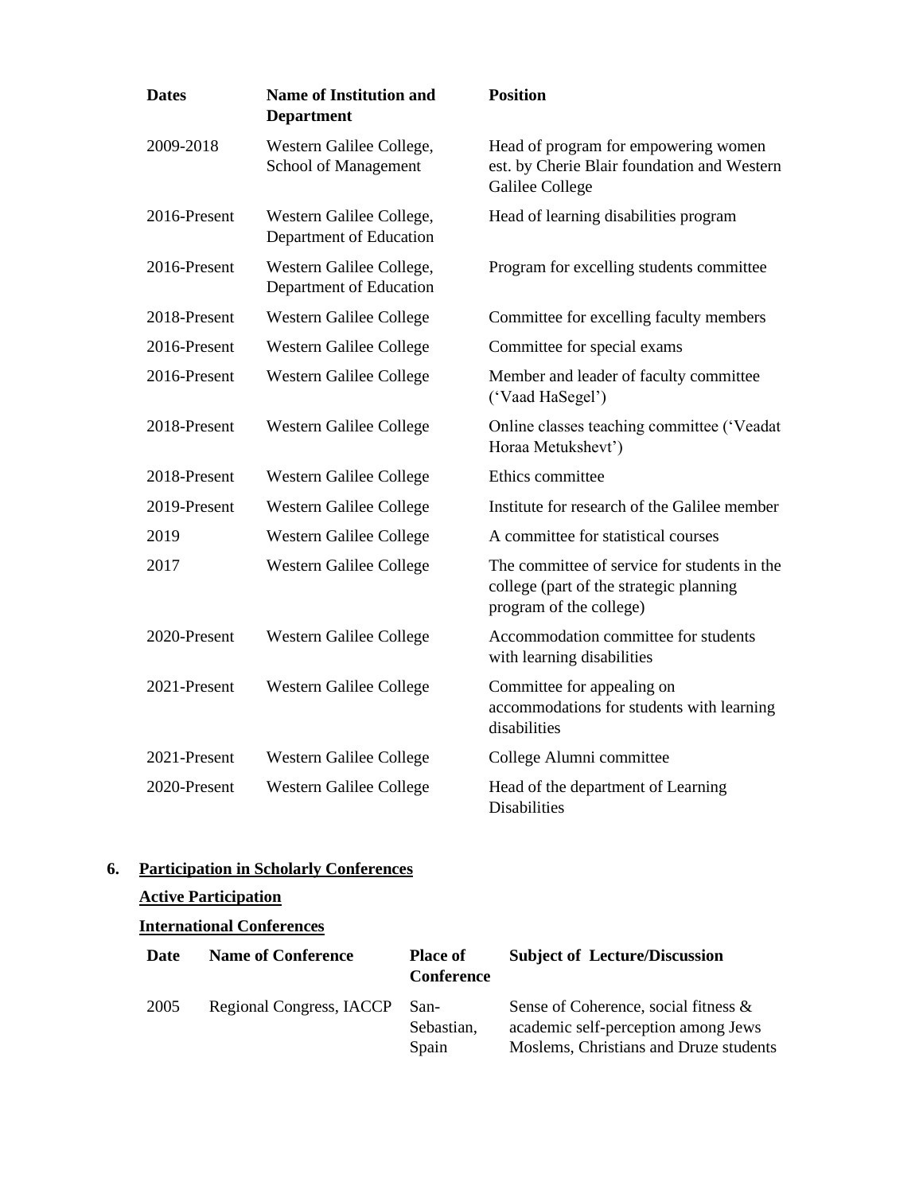| Dates | Name of Institution and Department | Position |
|---|---|---|
| 2009-2018 | Western Galilee College, School of Management | Head of program for empowering women est. by Cherie Blair foundation and Western Galilee College |
| 2016-Present | Western Galilee College, Department of Education | Head of learning disabilities program |
| 2016-Present | Western Galilee College, Department of Education | Program for excelling students committee |
| 2018-Present | Western Galilee College | Committee for excelling faculty members |
| 2016-Present | Western Galilee College | Committee for special exams |
| 2016-Present | Western Galilee College | Member and leader of faculty committee ('Vaad HaSegel') |
| 2018-Present | Western Galilee College | Online classes teaching committee ('Veadat Horaa Metukshevt') |
| 2018-Present | Western Galilee College | Ethics committee |
| 2019-Present | Western Galilee College | Institute for research of the Galilee member |
| 2019 | Western Galilee College | A committee for statistical courses |
| 2017 | Western Galilee College | The committee of service for students in the college (part of the strategic planning program of the college) |
| 2020-Present | Western Galilee College | Accommodation committee for students with learning disabilities |
| 2021-Present | Western Galilee College | Committee for appealing on accommodations for students with learning disabilities |
| 2021-Present | Western Galilee College | College Alumni committee |
| 2020-Present | Western Galilee College | Head of the department of Learning Disabilities |

## 6. Participation in Scholarly Conferences

### Active Participation

### International Conferences

| Date | Name of Conference | Place of Conference | Subject of Lecture/Discussion |
|---|---|---|---|
| 2005 | Regional Congress, IACCP | San-Sebastian, Spain | Sense of Coherence, social fitness & academic self-perception among Jews Moslems, Christians and Druze students |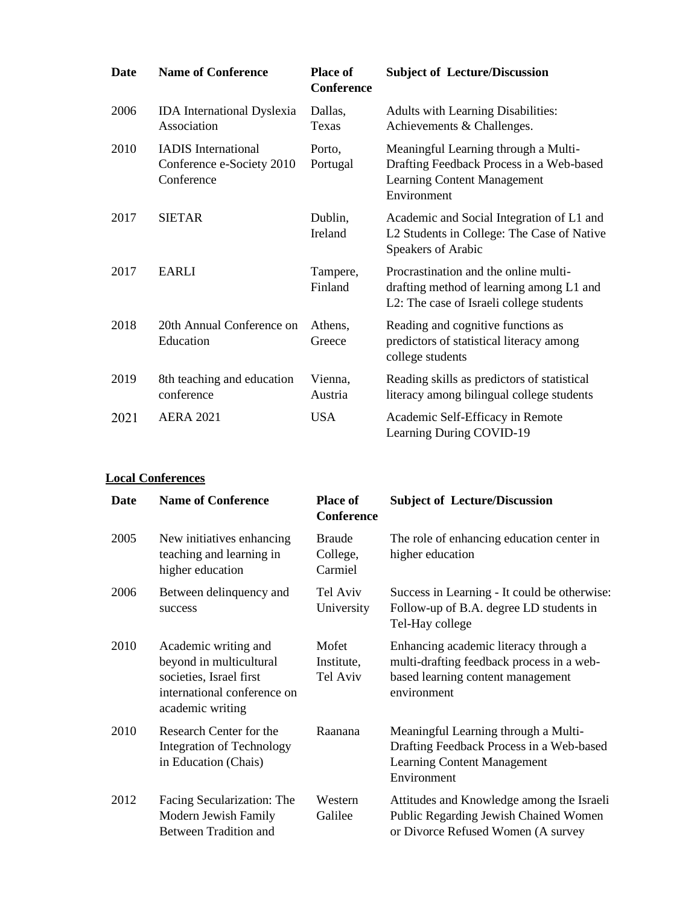| Date | Name of Conference | Place of Conference | Subject of Lecture/Discussion |
|---|---|---|---|
| 2006 | IDA International Dyslexia Association | Dallas, Texas | Adults with Learning Disabilities: Achievements & Challenges. |
| 2010 | IADIS International Conference e-Society 2010 Conference | Porto, Portugal | Meaningful Learning through a Multi-Drafting Feedback Process in a Web-based Learning Content Management Environment |
| 2017 | SIETAR | Dublin, Ireland | Academic and Social Integration of L1 and L2 Students in College: The Case of Native Speakers of Arabic |
| 2017 | EARLI | Tampere, Finland | Procrastination and the online multi-drafting method of learning among L1 and L2: The case of Israeli college students |
| 2018 | 20th Annual Conference on Education | Athens, Greece | Reading and cognitive functions as predictors of statistical literacy among college students |
| 2019 | 8th teaching and education conference | Vienna, Austria | Reading skills as predictors of statistical literacy among bilingual college students |
| 2021 | AERA 2021 | USA | Academic Self-Efficacy in Remote Learning During COVID-19 |

**Local Conferences**

| Date | Name of Conference | Place of Conference | Subject of Lecture/Discussion |
|---|---|---|---|
| 2005 | New initiatives enhancing teaching and learning in higher education | Braude College, Carmiel | The role of enhancing education center in higher education |
| 2006 | Between delinquency and success | Tel Aviv University | Success in Learning - It could be otherwise: Follow-up of B.A. degree LD students in Tel-Hay college |
| 2010 | Academic writing and beyond in multicultural societies, Israel first international conference on academic writing | Mofet Institute, Tel Aviv | Enhancing academic literacy through a multi-drafting feedback process in a web-based learning content management environment |
| 2010 | Research Center for the Integration of Technology in Education (Chais) | Raanana | Meaningful Learning through a Multi-Drafting Feedback Process in a Web-based Learning Content Management Environment |
| 2012 | Facing Secularization: The Modern Jewish Family Between Tradition and | Western Galilee | Attitudes and Knowledge among the Israeli Public Regarding Jewish Chained Women or Divorce Refused Women (A survey |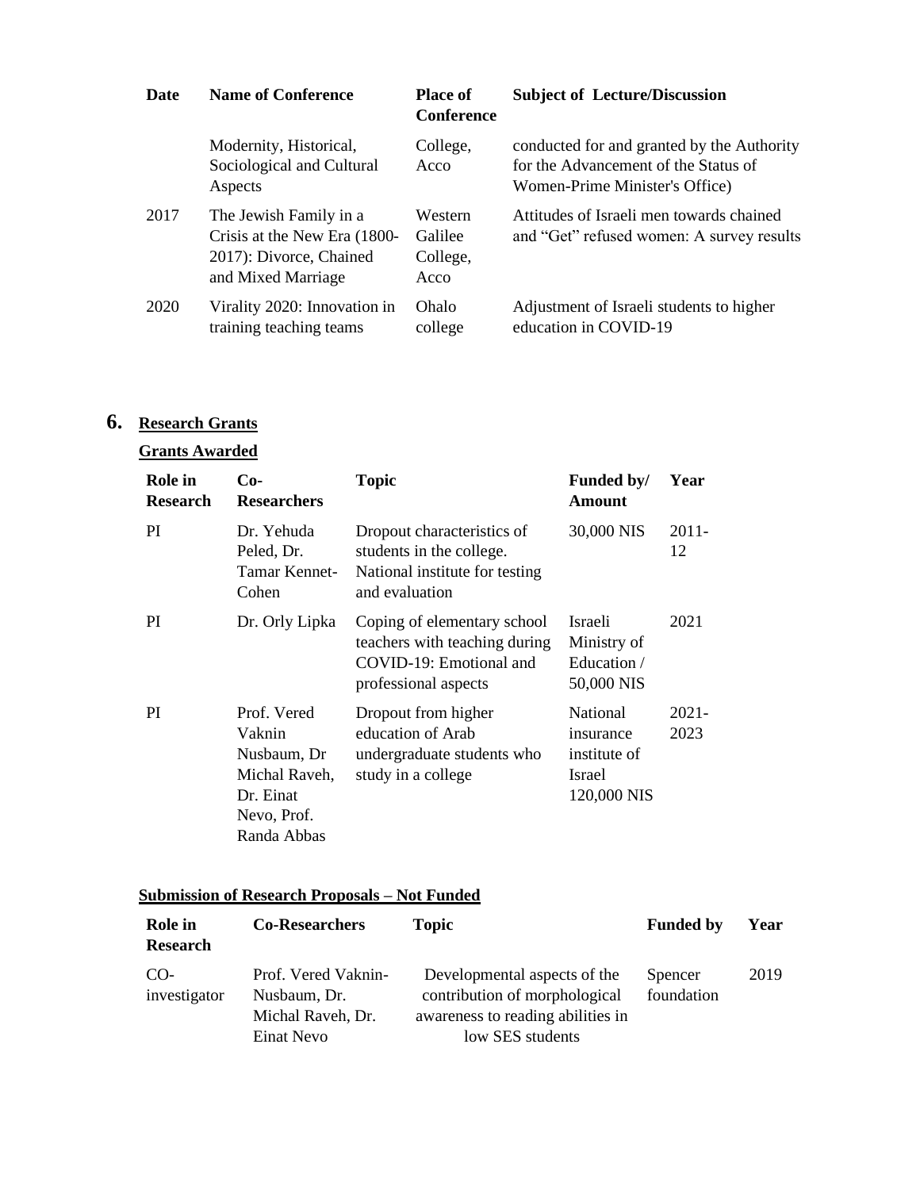| Date | Name of Conference | Place of Conference | Subject of Lecture/Discussion |
|---|---|---|---|
| | Modernity, Historical, Sociological and Cultural Aspects | College, Acco | conducted for and granted by the Authority for the Advancement of the Status of Women-Prime Minister's Office) |
| 2017 | The Jewish Family in a Crisis at the New Era (1800-2017): Divorce, Chained and Mixed Marriage | Western Galilee College, Acco | Attitudes of Israeli men towards chained and "Get" refused women: A survey results |
| 2020 | Virality 2020: Innovation in training teaching teams | Ohalo college | Adjustment of Israeli students to higher education in COVID-19 |

## 6. Research Grants

### Grants Awarded

| Role in Research | Co-Researchers | Topic | Funded by/ Amount | Year |
|---|---|---|---|---|
| PI | Dr. Yehuda Peled, Dr. Tamar Kennet-Cohen | Dropout characteristics of students in the college. National institute for testing and evaluation | 30,000 NIS | 2011-12 |
| PI | Dr. Orly Lipka | Coping of elementary school teachers with teaching during COVID-19: Emotional and professional aspects | Israeli Ministry of Education / 50,000 NIS | 2021 |
| PI | Prof. Vered Vaknin Nusbaum, Dr Michal Raveh, Dr. Einat Nevo, Prof. Randa Abbas | Dropout from higher education of Arab undergraduate students who study in a college | National insurance institute of Israel 120,000 NIS | 2021-2023 |

### Submission of Research Proposals – Not Funded

| Role in Research | Co-Researchers | Topic | Funded by | Year |
|---|---|---|---|---|
| CO-investigator | Prof. Vered Vaknin-Nusbaum, Dr. Michal Raveh, Dr. Einat Nevo | Developmental aspects of the contribution of morphological awareness to reading abilities in low SES students | Spencer foundation | 2019 |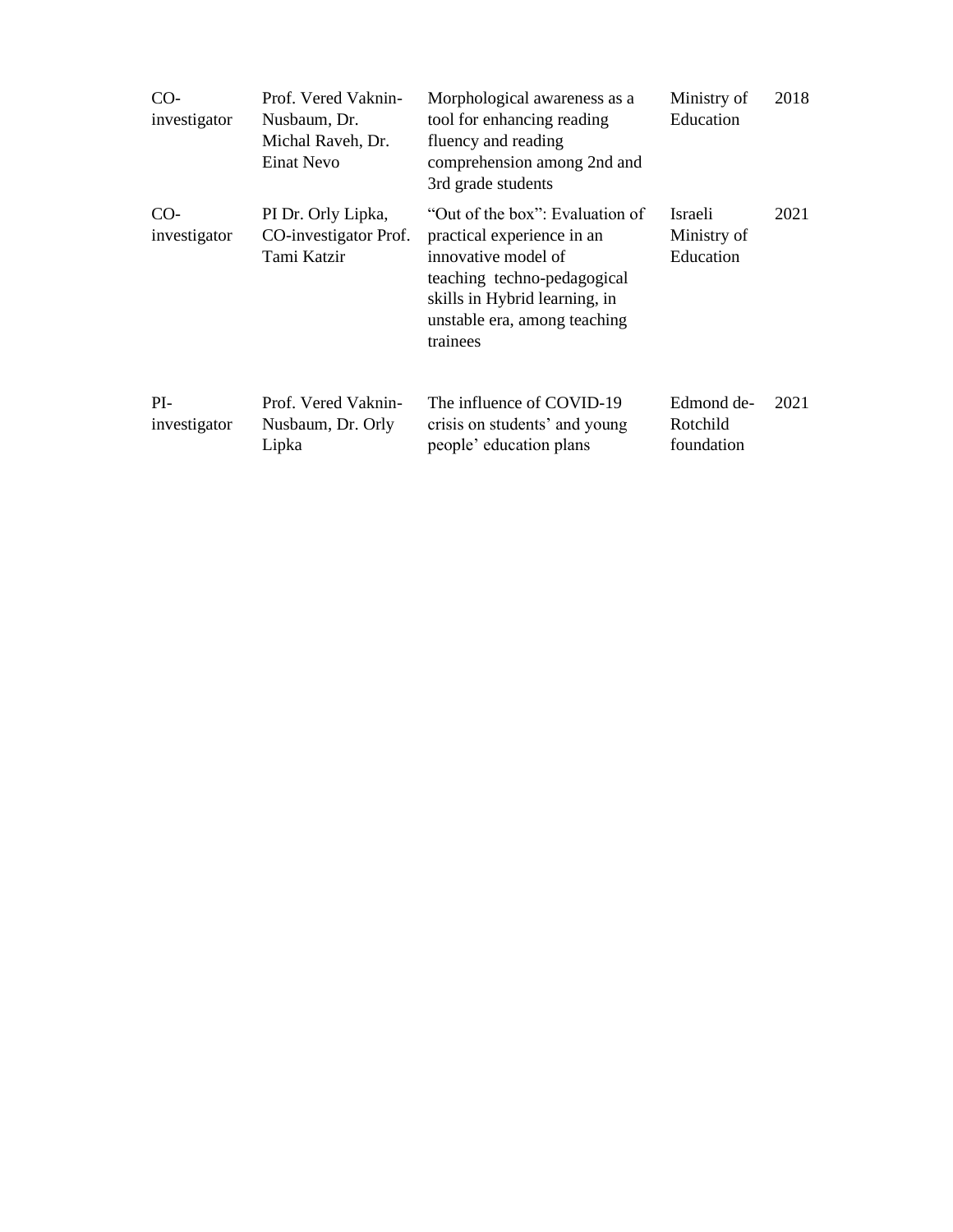| | | | | |
|---|---|---|---|---|
| CO-investigator | Prof. Vered Vaknin-Nusbaum, Dr. Michal Raveh, Dr. Einat Nevo | Morphological awareness as a tool for enhancing reading fluency and reading comprehension among 2nd and 3rd grade students | Ministry of Education | 2018 |
| CO-investigator | PI Dr. Orly Lipka, CO-investigator Prof. Tami Katzir | "Out of the box": Evaluation of practical experience in an innovative model of teaching techno-pedagogical skills in Hybrid learning, in unstable era, among teaching trainees | Israeli Ministry of Education | 2021 |
| PI-investigator | Prof. Vered Vaknin-Nusbaum, Dr. Orly Lipka | The influence of COVID-19 crisis on students' and young people' education plans | Edmond de-Rotchild foundation | 2021 |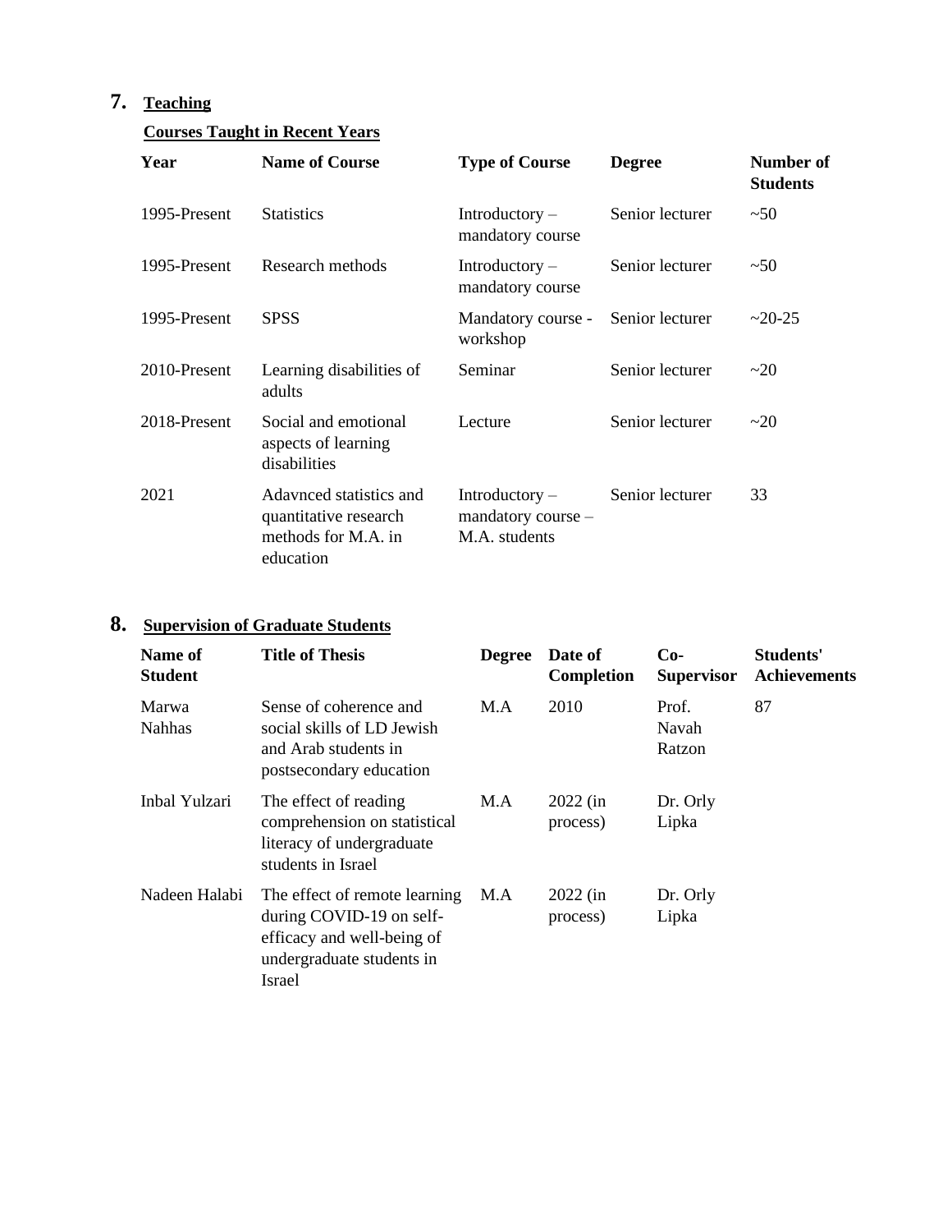## 7. Teaching

**Courses Taught in Recent Years**

| Year | Name of Course | Type of Course | Degree | Number of Students |
|---|---|---|---|---|
| 1995-Present | Statistics | Introductory – mandatory course | Senior lecturer | ~50 |
| 1995-Present | Research methods | Introductory – mandatory course | Senior lecturer | ~50 |
| 1995-Present | SPSS | Mandatory course - workshop | Senior lecturer | ~20-25 |
| 2010-Present | Learning disabilities of adults | Seminar | Senior lecturer | ~20 |
| 2018-Present | Social and emotional aspects of learning disabilities | Lecture | Senior lecturer | ~20 |
| 2021 | Adavnced statistics and quantitative research methods for M.A. in education | Introductory – mandatory course – M.A. students | Senior lecturer | 33 |

## 8. Supervision of Graduate Students

| Name of Student | Title of Thesis | Degree | Date of Completion | Co-Supervisor | Students' Achievements |
|---|---|---|---|---|---|
| Marwa Nahhas | Sense of coherence and social skills of LD Jewish and Arab students in postsecondary education | M.A | 2010 | Prof. Navah Ratzon | 87 |
| Inbal Yulzari | The effect of reading comprehension on statistical literacy of undergraduate students in Israel | M.A | 2022 (in process) | Dr. Orly Lipka | |
| Nadeen Halabi | The effect of remote learning during COVID-19 on self-efficacy and well-being of undergraduate students in Israel | M.A | 2022 (in process) | Dr. Orly Lipka | |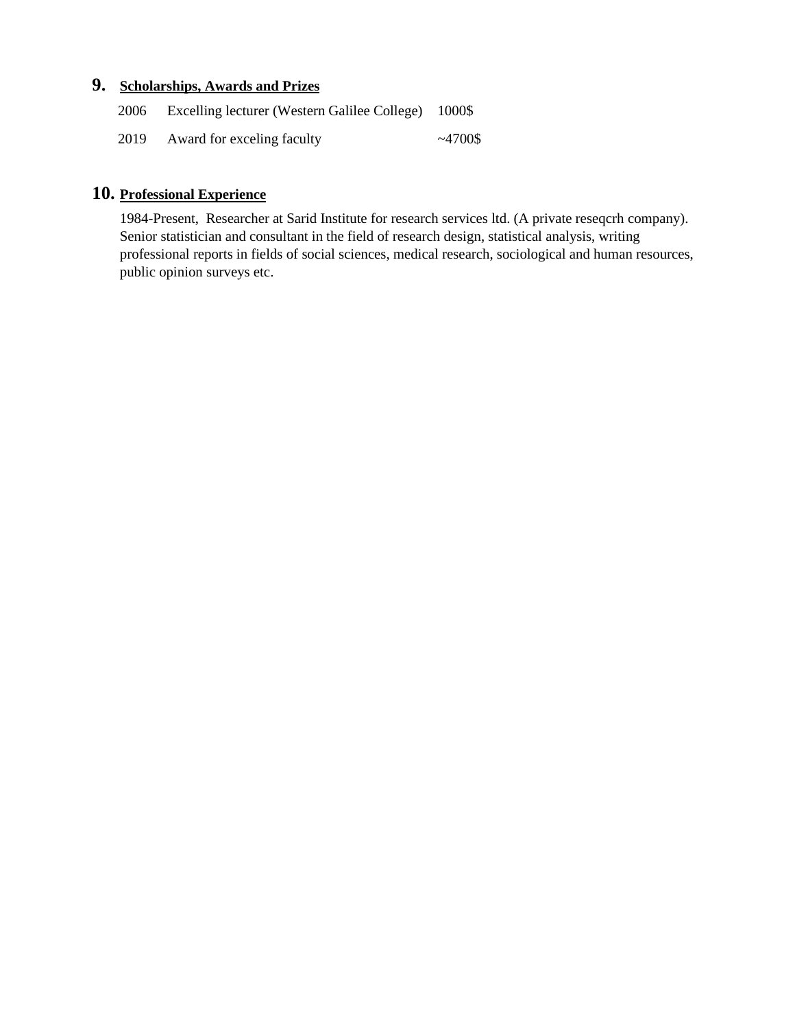## 9. Scholarships, Awards and Prizes

| | | |
|---|---|---|
| 2006 | Excelling lecturer (Western Galilee College) | 1000$ |
| 2019 | Award for exceling faculty | ~4700$ |

## 10. Professional Experience

1984-Present, Researcher at Sarid Institute for research services ltd. (A private reseqcrh company). Senior statistician and consultant in the field of research design, statistical analysis, writing professional reports in fields of social sciences, medical research, sociological and human resources, public opinion surveys etc.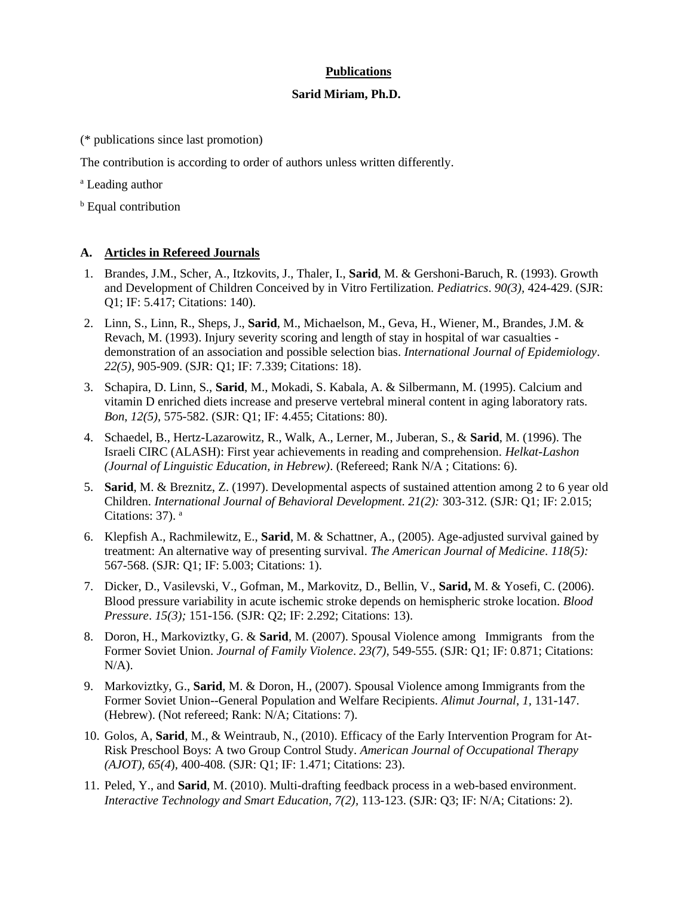**Publications**

**Sarid Miriam, Ph.D.**

(* publications since last promotion)

The contribution is according to order of authors unless written differently.

[a] Leading author

[b] Equal contribution

## A. Articles in Refereed Journals

1. Brandes, J.M., Scher, A., Itzkovits, J., Thaler, I., **Sarid**, M. & Gershoni-Baruch, R. (1993). Growth and Development of Children Conceived by in Vitro Fertilization. *Pediatrics*. *90(3)*, 424-429. (SJR: Q1; IF: 5.417; Citations: 140).
2. Linn, S., Linn, R., Sheps, J., **Sarid**, M., Michaelson, M., Geva, H., Wiener, M., Brandes, J.M. & Revach, M. (1993). Injury severity scoring and length of stay in hospital of war casualties - demonstration of an association and possible selection bias. *International Journal of Epidemiology*. *22(5)*, 905-909. (SJR: Q1; IF: 7.339; Citations: 18).
3. Schapira, D. Linn, S., **Sarid**, M., Mokadi, S. Kabala, A. & Silbermann, M. (1995). Calcium and vitamin D enriched diets increase and preserve vertebral mineral content in aging laboratory rats. *Bon*, *12(5)*, 575-582. (SJR: Q1; IF: 4.455; Citations: 80).
4. Schaedel, B., Hertz-Lazarowitz, R., Walk, A., Lerner, M., Juberan, S., & **Sarid**, M. (1996). The Israeli CIRC (ALASH): First year achievements in reading and comprehension. *Helkat-Lashon (Journal of Linguistic Education, in Hebrew)*. (Refereed; Rank N/A ; Citations: 6).
5. **Sarid**, M. & Breznitz, Z. (1997). Developmental aspects of sustained attention among 2 to 6 year old Children. *International Journal of Behavioral Development*. *21(2):* 303-312. (SJR: Q1; IF: 2.015; Citations: 37). [a]
6. Klepfish A., Rachmilewitz, E., **Sarid**, M. & Schattner, A., (2005). Age-adjusted survival gained by treatment: An alternative way of presenting survival. *The American Journal of Medicine*. *118(5):* 567-568. (SJR: Q1; IF: 5.003; Citations: 1).
7. Dicker, D., Vasilevski, V., Gofman, M., Markovitz, D., Bellin, V., **Sarid,** M. & Yosefi, C. (2006). Blood pressure variability in acute ischemic stroke depends on hemispheric stroke location. *Blood Pressure*. *15(3);* 151-156. (SJR: Q2; IF: 2.292; Citations: 13).
8. Doron, H., Markoviztky, G. & **Sarid**, M. (2007). Spousal Violence among Immigrants from the Former Soviet Union. *Journal of Family Violence*. *23(7),* 549-555. (SJR: Q1; IF: 0.871; Citations: N/A).
9. Markoviztky, G., **Sarid**, M. & Doron, H., (2007). Spousal Violence among Immigrants from the Former Soviet Union--General Population and Welfare Recipients. *Alimut Journal*, *1,* 131-147. (Hebrew). (Not refereed; Rank: N/A; Citations: 7).
10. Golos, A, **Sarid**, M., & Weintraub, N., (2010). Efficacy of the Early Intervention Program for At-Risk Preschool Boys: A two Group Control Study. *American Journal of Occupational Therapy (AJOT), 65(4*), 400-408. (SJR: Q1; IF: 1.471; Citations: 23).
11. Peled, Y., and **Sarid**, M. (2010). Multi-drafting feedback process in a web-based environment. *Interactive Technology and Smart Education, 7(2)*, 113-123. (SJR: Q3; IF: N/A; Citations: 2).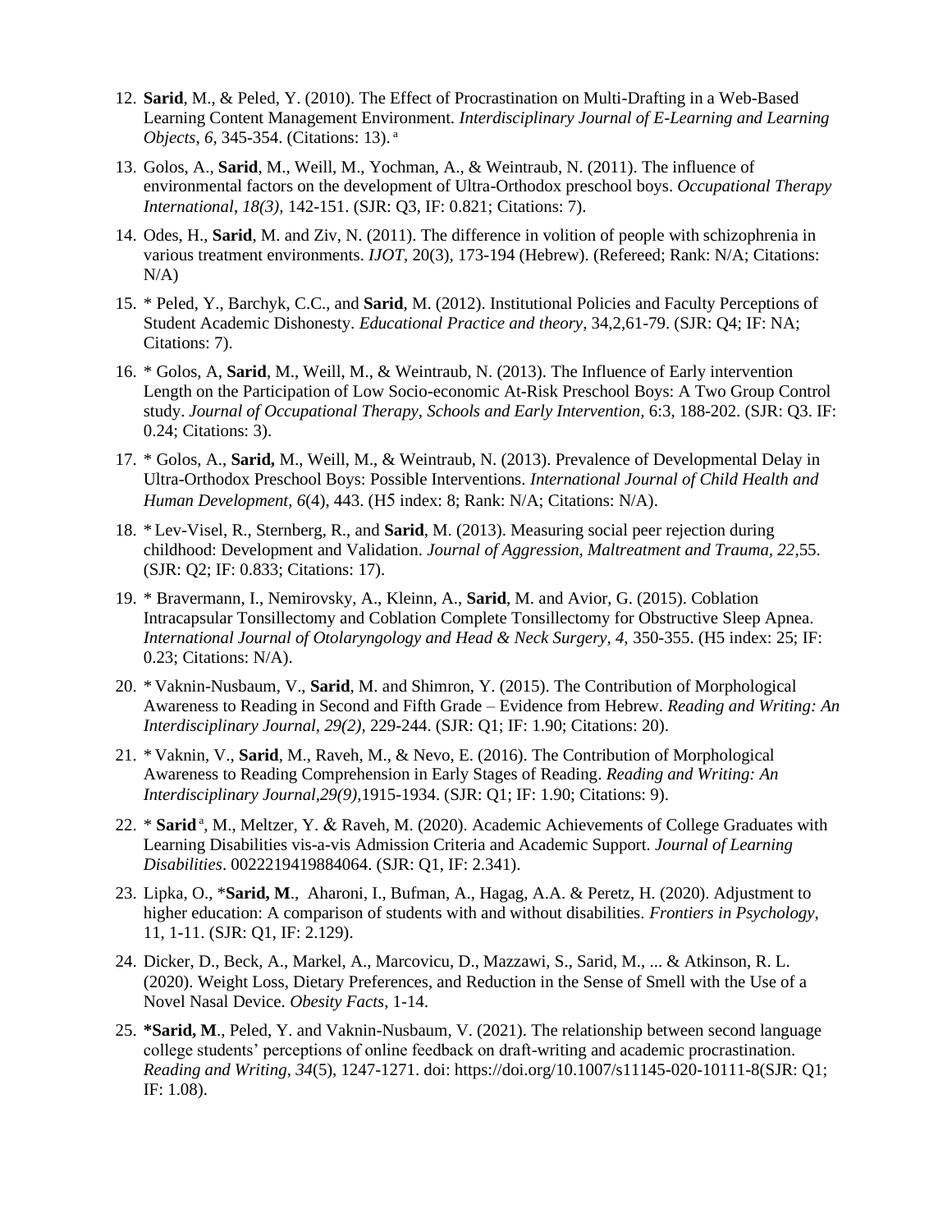12. **Sarid**, M., & Peled, Y. (2010). The Effect of Procrastination on Multi-Drafting in a Web-Based Learning Content Management Environment. *Interdisciplinary Journal of E-Learning and Learning Objects*, *6*, 345-354. (Citations: 13). [a]

13. Golos, A., **Sarid**, M., Weill, M., Yochman, A., & Weintraub, N. (2011). The influence of environmental factors on the development of Ultra-Orthodox preschool boys. *Occupational Therapy International*, *18(3),* 142-151. (SJR: Q3, IF: 0.821; Citations: 7).

14. Odes, H., **Sarid**, M. and Ziv, N. (2011). The difference in volition of people with schizophrenia in various treatment environments. *IJOT*, 20(3), 173-194 (Hebrew). (Refereed; Rank: N/A; Citations: N/A)

15. * Peled, Y., Barchyk, C.C., and **Sarid**, M. (2012). Institutional Policies and Faculty Perceptions of Student Academic Dishonesty. *Educational Practice and theory*, 34,2,61-79. (SJR: Q4; IF: NA; Citations: 7).

16. * Golos, A, **Sarid**, M., Weill, M., & Weintraub, N. (2013). The Influence of Early intervention Length on the Participation of Low Socio-economic At-Risk Preschool Boys: A Two Group Control study. *Journal of Occupational Therapy, Schools and Early Intervention,* 6:3, 188-202. (SJR: Q3. IF: 0.24; Citations: 3).

17. * Golos, A., **Sarid,** M., Weill, M., & Weintraub, N. (2013). Prevalence of Developmental Delay in Ultra-Orthodox Preschool Boys: Possible Interventions. *International Journal of Child Health and Human Development*, *6*(4), 443. (H5 index: 8; Rank: N/A; Citations: N/A).

18. * Lev-Visel, R., Sternberg, R., and **Sarid**, M. (2013). Measuring social peer rejection during childhood: Development and Validation. *Journal of Aggression, Maltreatment and Trauma, 22,*55. (SJR: Q2; IF: 0.833; Citations: 17).

19. * Bravermann, I., Nemirovsky, A., Kleinn, A., **Sarid**, M. and Avior, G. (2015). Coblation Intracapsular Tonsillectomy and Coblation Complete Tonsillectomy for Obstructive Sleep Apnea. *International Journal of Otolaryngology and Head & Neck Surgery, 4,* 350-355. (H5 index: 25; IF: 0.23; Citations: N/A).

20. * Vaknin-Nusbaum, V., **Sarid**, M. and Shimron, Y. (2015). The Contribution of Morphological Awareness to Reading in Second and Fifth Grade – Evidence from Hebrew. *Reading and Writing: An Interdisciplinary Journal, 29(2),* 229-244. (SJR: Q1; IF: 1.90; Citations: 20).

21. * Vaknin, V., **Sarid**, M., Raveh, M., & Nevo, E. (2016). The Contribution of Morphological Awareness to Reading Comprehension in Early Stages of Reading. *Reading and Writing: An Interdisciplinary Journal,29(9),*1915-1934. (SJR: Q1; IF: 1.90; Citations: 9).

22. * **Sarid** [a], M., Meltzer, Y. & Raveh, M. (2020). Academic Achievements of College Graduates with Learning Disabilities vis-a-vis Admission Criteria and Academic Support. *Journal of Learning Disabilities*. 0022219419884064. (SJR: Q1, IF: 2.341).

23. Lipka, O., ***Sarid, M**., Aharoni, I., Bufman, A., Hagag, A.A. & Peretz, H. (2020). Adjustment to higher education: A comparison of students with and without disabilities. *Frontiers in Psychology*, 11, 1-11. (SJR: Q1, IF: 2.129).

24. Dicker, D., Beck, A., Markel, A., Marcovicu, D., Mazzawi, S., Sarid, M., ... & Atkinson, R. L. (2020). Weight Loss, Dietary Preferences, and Reduction in the Sense of Smell with the Use of a Novel Nasal Device. *Obesity Facts*, 1-14.

25. ***Sarid, M**., Peled, Y. and Vaknin-Nusbaum, V. (2021). The relationship between second language college students' perceptions of online feedback on draft-writing and academic procrastination. *Reading and Writing*, *34*(5), 1247-1271. doi: https://doi.org/10.1007/s11145-020-10111-8(SJR: Q1; IF: 1.08).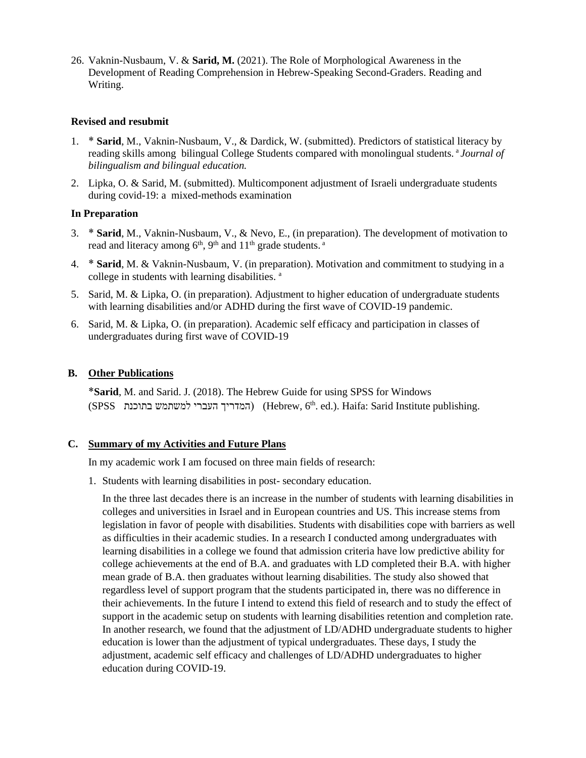26. Vaknin-Nusbaum, V. & **Sarid, M.** (2021). The Role of Morphological Awareness in the Development of Reading Comprehension in Hebrew-Speaking Second-Graders. Reading and Writing.

**Revised and resubmit**

1. * **Sarid**, M., Vaknin-Nusbaum, V., & Dardick, W. (submitted). Predictors of statistical literacy by reading skills among bilingual College Students compared with monolingual students. [a] *Journal of bilingualism and bilingual education.*
2. Lipka, O. & Sarid, M. (submitted). Multicomponent adjustment of Israeli undergraduate students during covid-19: a mixed-methods examination

**In Preparation**

3. * **Sarid**, M., Vaknin-Nusbaum, V., & Nevo, E., (in preparation). The development of motivation to read and literacy among 6th, 9th and 11th grade students. [a]
4. * **Sarid**, M. & Vaknin-Nusbaum, V. (in preparation). Motivation and commitment to studying in a college in students with learning disabilities. [a]
5. Sarid, M. & Lipka, O. (in preparation). Adjustment to higher education of undergraduate students with learning disabilities and/or ADHD during the first wave of COVID-19 pandemic.
6. Sarid, M. & Lipka, O. (in preparation). Academic self efficacy and participation in classes of undergraduates during first wave of COVID-19

## B. Other Publications

*__Sarid__, M. and Sarid. J. (2018). The Hebrew Guide for using SPSS for Windows (המדריך העברי למשתמש בתוכנת SPSS) (Hebrew, 6th. ed.). Haifa: Sarid Institute publishing.

## C. Summary of my Activities and Future Plans

In my academic work I am focused on three main fields of research:

1. Students with learning disabilities in post- secondary education.

   In the three last decades there is an increase in the number of students with learning disabilities in colleges and universities in Israel and in European countries and US. This increase stems from legislation in favor of people with disabilities. Students with disabilities cope with barriers as well as difficulties in their academic studies. In a research I conducted among undergraduates with learning disabilities in a college we found that admission criteria have low predictive ability for college achievements at the end of B.A. and graduates with LD completed their B.A. with higher mean grade of B.A. then graduates without learning disabilities. The study also showed that regardless level of support program that the students participated in, there was no difference in their achievements. In the future I intend to extend this field of research and to study the effect of support in the academic setup on students with learning disabilities retention and completion rate. In another research, we found that the adjustment of LD/ADHD undergraduate students to higher education is lower than the adjustment of typical undergraduates. These days, I study the adjustment, academic self efficacy and challenges of LD/ADHD undergraduates to higher education during COVID-19.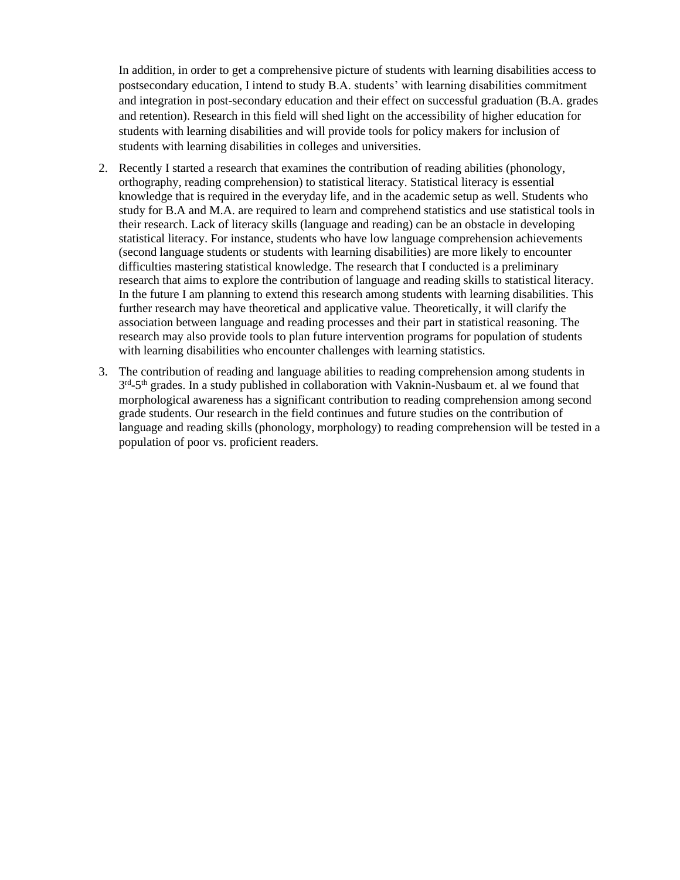In addition, in order to get a comprehensive picture of students with learning disabilities access to postsecondary education, I intend to study B.A. students' with learning disabilities commitment and integration in post-secondary education and their effect on successful graduation (B.A. grades and retention). Research in this field will shed light on the accessibility of higher education for students with learning disabilities and will provide tools for policy makers for inclusion of students with learning disabilities in colleges and universities.

2. Recently I started a research that examines the contribution of reading abilities (phonology, orthography, reading comprehension) to statistical literacy. Statistical literacy is essential knowledge that is required in the everyday life, and in the academic setup as well. Students who study for B.A and M.A. are required to learn and comprehend statistics and use statistical tools in their research. Lack of literacy skills (language and reading) can be an obstacle in developing statistical literacy. For instance, students who have low language comprehension achievements (second language students or students with learning disabilities) are more likely to encounter difficulties mastering statistical knowledge. The research that I conducted is a preliminary research that aims to explore the contribution of language and reading skills to statistical literacy. In the future I am planning to extend this research among students with learning disabilities. This further research may have theoretical and applicative value. Theoretically, it will clarify the association between language and reading processes and their part in statistical reasoning. The research may also provide tools to plan future intervention programs for population of students with learning disabilities who encounter challenges with learning statistics.

3. The contribution of reading and language abilities to reading comprehension among students in 3rd-5th grades. In a study published in collaboration with Vaknin-Nusbaum et. al we found that morphological awareness has a significant contribution to reading comprehension among second grade students. Our research in the field continues and future studies on the contribution of language and reading skills (phonology, morphology) to reading comprehension will be tested in a population of poor vs. proficient readers.